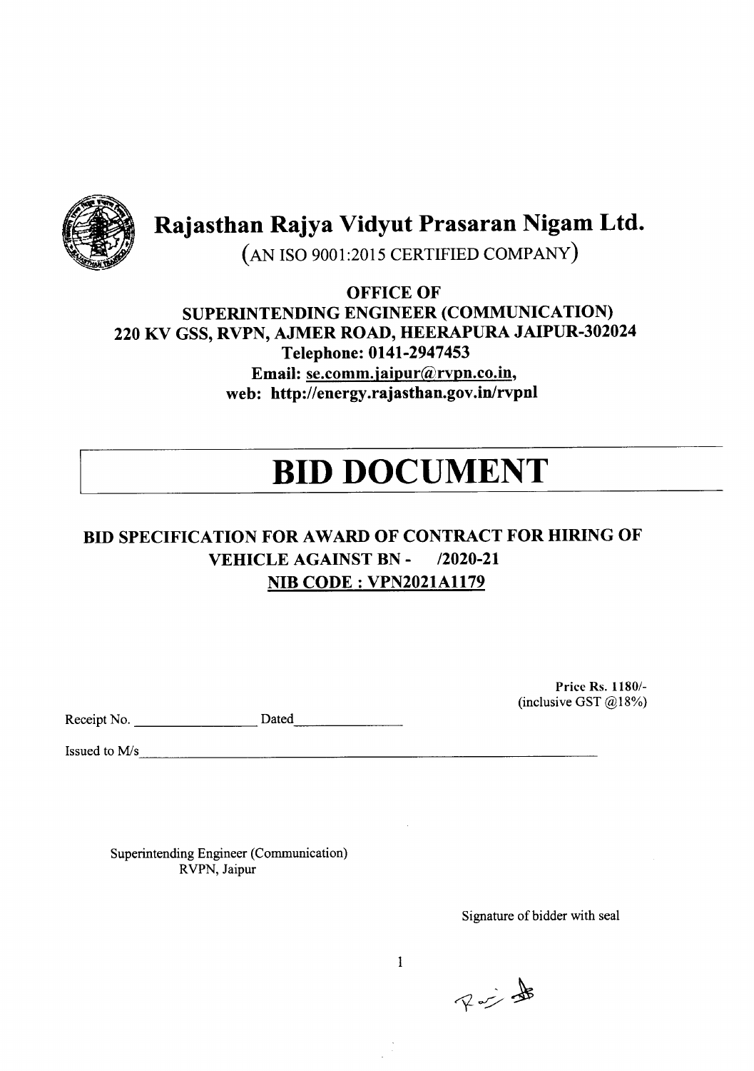# Rajasthan Rajya Vidyut Prasaran Nigam Ltd.

(AN ISO 9001:2015 CERTIFIED COMPANY)

**OFFICE OF**
**SUPERINTENDING ENGINEER (COMMUNICATION)**
**220 KV GSS, RVPN, AJMER ROAD, HEERAPURA JAIPUR-302024**
**Telephone: 0141-2947453**
**Email: se.comm.jaipur@rvpn.co.in,**
**web: http://energy.rajasthan.gov.in/rvpnl**

# BID DOCUMENT

## BID SPECIFICATION FOR AWARD OF CONTRACT FOR HIRING OF VEHICLE AGAINST BN - /2020-21

**NIB CODE : VPN2021A1179**

**Price Rs. 1180/-**
(inclusive GST @18%)

Receipt No. ________________ Dated ______________

Issued to M/s ____________________________________________________________

Superintending Engineer (Communication)
RVPN, Jaipur

Signature of bidder with seal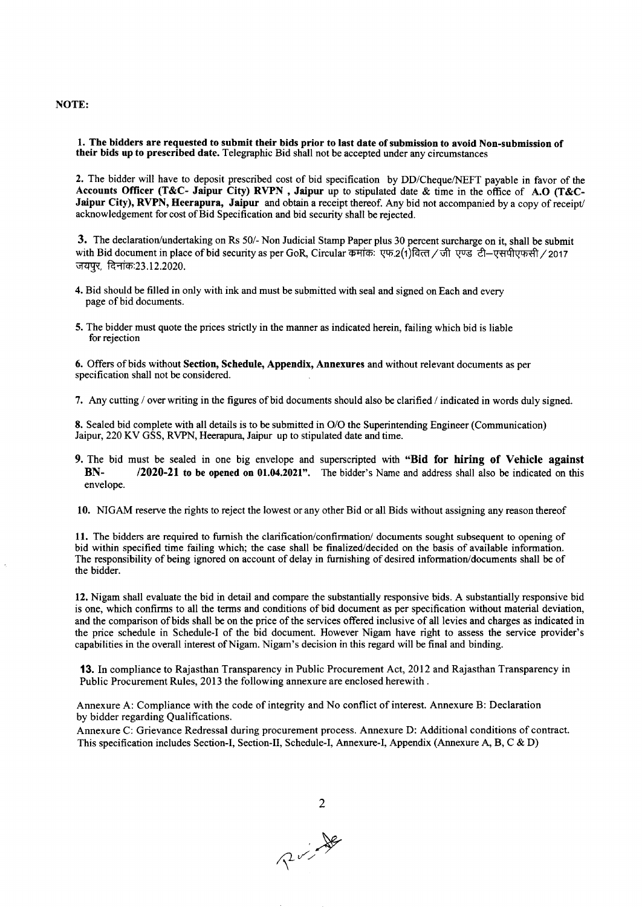**NOTE:**

**1. The bidders are requested to submit their bids prior to last date of submission to avoid Non-submission of their bids up to prescribed date.** Telegraphic Bid shall not be accepted under any circumstances

**2.** The bidder will have to deposit prescribed cost of bid specification by DD/Cheque/NEFT payable in favor of the **Accounts Officer (T&C- Jaipur City) RVPN , Jaipur** up to stipulated date & time in the office of **A.O (T&C-Jaipur City), RVPN, Heerapura, Jaipur** and obtain a receipt thereof. Any bid not accompanied by a copy of receipt/ acknowledgement for cost of Bid Specification and bid security shall be rejected.

**3.** The declaration/undertaking on Rs 50/- Non Judicial Stamp Paper plus 30 percent surcharge on it, shall be submit with Bid document in place of bid security as per GoR, Circular क्रमांक: एफ.2(1)वित्त / जी एण्ड टी–एसपीएफसी / 2017 जयपुर, दिनांक:23.12.2020.

4. Bid should be filled in only with ink and must be submitted with seal and signed on Each and every page of bid documents.

5. The bidder must quote the prices strictly in the manner as indicated herein, failing which bid is liable for rejection

6. Offers of bids without **Section, Schedule, Appendix, Annexures** and without relevant documents as per specification shall not be considered.

7. Any cutting / over writing in the figures of bid documents should also be clarified / indicated in words duly signed.

8. Sealed bid complete with all details is to be submitted in O/O the Superintending Engineer (Communication) Jaipur, 220 KV GSS, RVPN, Heerapura, Jaipur up to stipulated date and time.

9. The bid must be sealed in one big envelope and superscripted with **"Bid for hiring of Vehicle against BN- /2020-21 to be opened on 01.04.2021".** The bidder's Name and address shall also be indicated on this envelope.

**10.** NIGAM reserve the rights to reject the lowest or any other Bid or all Bids without assigning any reason thereof

**11.** The bidders are required to furnish the clarification/confirmation/ documents sought subsequent to opening of bid within specified time failing which; the case shall be finalized/decided on the basis of available information. The responsibility of being ignored on account of delay in furnishing of desired information/documents shall be of the bidder.

**12.** Nigam shall evaluate the bid in detail and compare the substantially responsive bids. A substantially responsive bid is one, which confirms to all the terms and conditions of bid document as per specification without material deviation, and the comparison of bids shall be on the price of the services offered inclusive of all levies and charges as indicated in the price schedule in Schedule-I of the bid document. However Nigam have right to assess the service provider's capabilities in the overall interest of Nigam. Nigam's decision in this regard will be final and binding.

**13.** In compliance to Rajasthan Transparency in Public Procurement Act, 2012 and Rajasthan Transparency in Public Procurement Rules, 2013 the following annexure are enclosed herewith .

Annexure A: Compliance with the code of integrity and No conflict of interest. Annexure B: Declaration by bidder regarding Qualifications.

Annexure C: Grievance Redressal during procurement process. Annexure D: Additional conditions of contract. This specification includes Section-I, Section-II, Schedule-I, Annexure-I, Appendix (Annexure A, B, C & D)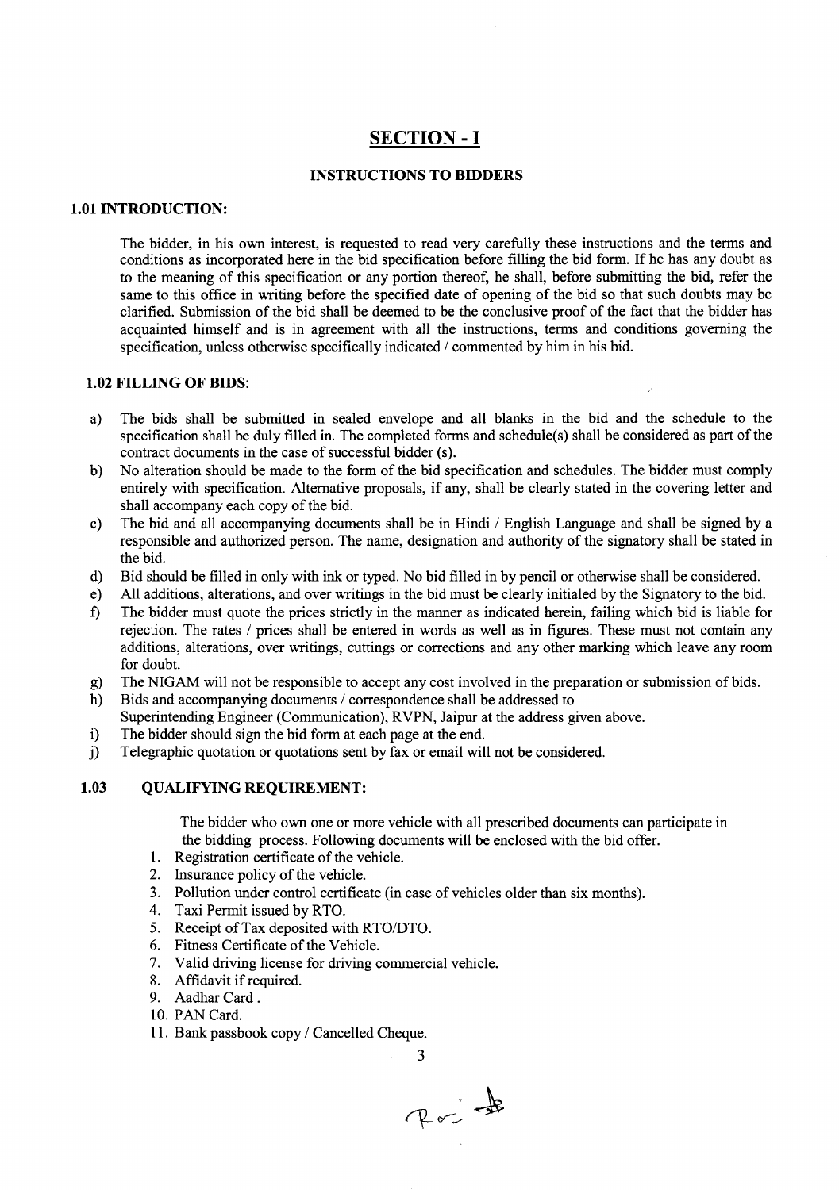# SECTION - I

## INSTRUCTIONS TO BIDDERS

### 1.01 INTRODUCTION:

The bidder, in his own interest, is requested to read very carefully these instructions and the terms and conditions as incorporated here in the bid specification before filling the bid form. If he has any doubt as to the meaning of this specification or any portion thereof, he shall, before submitting the bid, refer the same to this office in writing before the specified date of opening of the bid so that such doubts may be clarified. Submission of the bid shall be deemed to be the conclusive proof of the fact that the bidder has acquainted himself and is in agreement with all the instructions, terms and conditions governing the specification, unless otherwise specifically indicated / commented by him in his bid.

### 1.02 FILLING OF BIDS:

a) The bids shall be submitted in sealed envelope and all blanks in the bid and the schedule to the specification shall be duly filled in. The completed forms and schedule(s) shall be considered as part of the contract documents in the case of successful bidder (s).
b) No alteration should be made to the form of the bid specification and schedules. The bidder must comply entirely with specification. Alternative proposals, if any, shall be clearly stated in the covering letter and shall accompany each copy of the bid.
c) The bid and all accompanying documents shall be in Hindi / English Language and shall be signed by a responsible and authorized person. The name, designation and authority of the signatory shall be stated in the bid.
d) Bid should be filled in only with ink or typed. No bid filled in by pencil or otherwise shall be considered.
e) All additions, alterations, and over writings in the bid must be clearly initialed by the Signatory to the bid.
f) The bidder must quote the prices strictly in the manner as indicated herein, failing which bid is liable for rejection. The rates / prices shall be entered in words as well as in figures. These must not contain any additions, alterations, over writings, cuttings or corrections and any other marking which leave any room for doubt.
g) The NIGAM will not be responsible to accept any cost involved in the preparation or submission of bids.
h) Bids and accompanying documents / correspondence shall be addressed to Superintending Engineer (Communication), RVPN, Jaipur at the address given above.
i) The bidder should sign the bid form at each page at the end.
j) Telegraphic quotation or quotations sent by fax or email will not be considered.

### 1.03 QUALIFYING REQUIREMENT:

The bidder who own one or more vehicle with all prescribed documents can participate in the bidding process. Following documents will be enclosed with the bid offer.

1. Registration certificate of the vehicle.
2. Insurance policy of the vehicle.
3. Pollution under control certificate (in case of vehicles older than six months).
4. Taxi Permit issued by RTO.
5. Receipt of Tax deposited with RTO/DTO.
6. Fitness Certificate of the Vehicle.
7. Valid driving license for driving commercial vehicle.
8. Affidavit if required.
9. Aadhar Card .
10. PAN Card.
11. Bank passbook copy / Cancelled Cheque.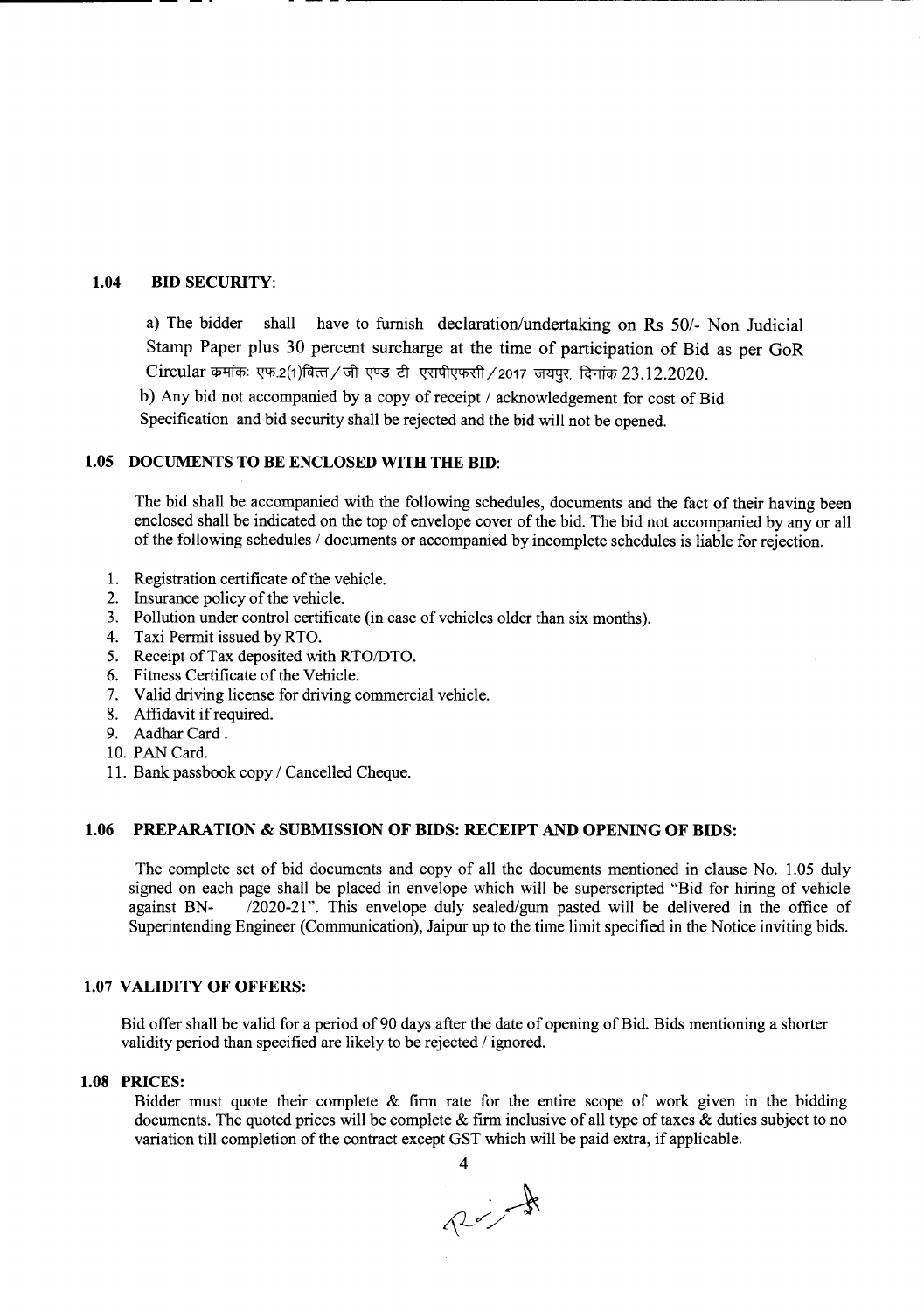### 1.04 BID SECURITY:

a) The bidder shall have to furnish declaration/undertaking on Rs 50/- Non Judicial Stamp Paper plus 30 percent surcharge at the time of participation of Bid as per GoR Circular क्रमांक: एफ.2(1)वित्त/जी एण्ड टी–एसपीएफसी/2017 जयपुर, दिनांक 23.12.2020.

b) Any bid not accompanied by a copy of receipt / acknowledgement for cost of Bid Specification and bid security shall be rejected and the bid will not be opened.

### 1.05 DOCUMENTS TO BE ENCLOSED WITH THE BID:

The bid shall be accompanied with the following schedules, documents and the fact of their having been enclosed shall be indicated on the top of envelope cover of the bid. The bid not accompanied by any or all of the following schedules / documents or accompanied by incomplete schedules is liable for rejection.

1. Registration certificate of the vehicle.
2. Insurance policy of the vehicle.
3. Pollution under control certificate (in case of vehicles older than six months).
4. Taxi Permit issued by RTO.
5. Receipt of Tax deposited with RTO/DTO.
6. Fitness Certificate of the Vehicle.
7. Valid driving license for driving commercial vehicle.
8. Affidavit if required.
9. Aadhar Card .
10. PAN Card.
11. Bank passbook copy / Cancelled Cheque.

### 1.06 PREPARATION & SUBMISSION OF BIDS: RECEIPT AND OPENING OF BIDS:

The complete set of bid documents and copy of all the documents mentioned in clause No. 1.05 duly signed on each page shall be placed in envelope which will be superscripted "Bid for hiring of vehicle against BN- /2020-21". This envelope duly sealed/gum pasted will be delivered in the office of Superintending Engineer (Communication), Jaipur up to the time limit specified in the Notice inviting bids.

### 1.07 VALIDITY OF OFFERS:

Bid offer shall be valid for a period of 90 days after the date of opening of Bid. Bids mentioning a shorter validity period than specified are likely to be rejected / ignored.

### 1.08 PRICES:

Bidder must quote their complete & firm rate for the entire scope of work given in the bidding documents. The quoted prices will be complete & firm inclusive of all type of taxes & duties subject to no variation till completion of the contract except GST which will be paid extra, if applicable.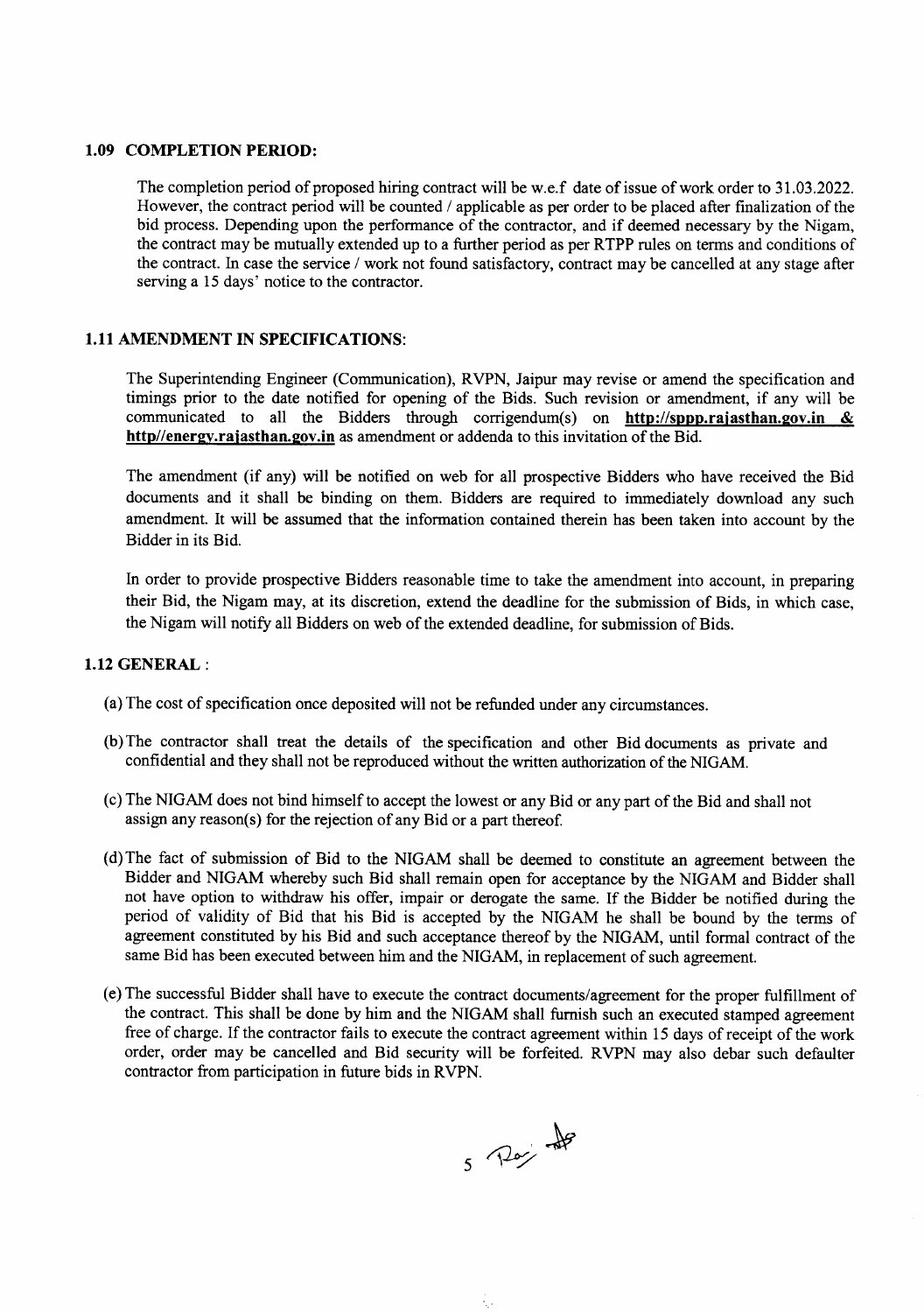### 1.09 COMPLETION PERIOD:

The completion period of proposed hiring contract will be w.e.f date of issue of work order to 31.03.2022. However, the contract period will be counted / applicable as per order to be placed after finalization of the bid process. Depending upon the performance of the contractor, and if deemed necessary by the Nigam, the contract may be mutually extended up to a further period as per RTPP rules on terms and conditions of the contract. In case the service / work not found satisfactory, contract may be cancelled at any stage after serving a 15 days' notice to the contractor.

### 1.11 AMENDMENT IN SPECIFICATIONS:

The Superintending Engineer (Communication), RVPN, Jaipur may revise or amend the specification and timings prior to the date notified for opening of the Bids. Such revision or amendment, if any will be communicated to all the Bidders through corrigendum(s) on **http://sppp.rajasthan.gov.in & http//energy.rajasthan.gov.in** as amendment or addenda to this invitation of the Bid.

The amendment (if any) will be notified on web for all prospective Bidders who have received the Bid documents and it shall be binding on them. Bidders are required to immediately download any such amendment. It will be assumed that the information contained therein has been taken into account by the Bidder in its Bid.

In order to provide prospective Bidders reasonable time to take the amendment into account, in preparing their Bid, the Nigam may, at its discretion, extend the deadline for the submission of Bids, in which case, the Nigam will notify all Bidders on web of the extended deadline, for submission of Bids.

### 1.12 GENERAL :

(a) The cost of specification once deposited will not be refunded under any circumstances.

(b) The contractor shall treat the details of the specification and other Bid documents as private and confidential and they shall not be reproduced without the written authorization of the NIGAM.

(c) The NIGAM does not bind himself to accept the lowest or any Bid or any part of the Bid and shall not assign any reason(s) for the rejection of any Bid or a part thereof.

(d) The fact of submission of Bid to the NIGAM shall be deemed to constitute an agreement between the Bidder and NIGAM whereby such Bid shall remain open for acceptance by the NIGAM and Bidder shall not have option to withdraw his offer, impair or derogate the same. If the Bidder be notified during the period of validity of Bid that his Bid is accepted by the NIGAM he shall be bound by the terms of agreement constituted by his Bid and such acceptance thereof by the NIGAM, until formal contract of the same Bid has been executed between him and the NIGAM, in replacement of such agreement.

(e) The successful Bidder shall have to execute the contract documents/agreement for the proper fulfillment of the contract. This shall be done by him and the NIGAM shall furnish such an executed stamped agreement free of charge. If the contractor fails to execute the contract agreement within 15 days of receipt of the work order, order may be cancelled and Bid security will be forfeited. RVPN may also debar such defaulter contractor from participation in future bids in RVPN.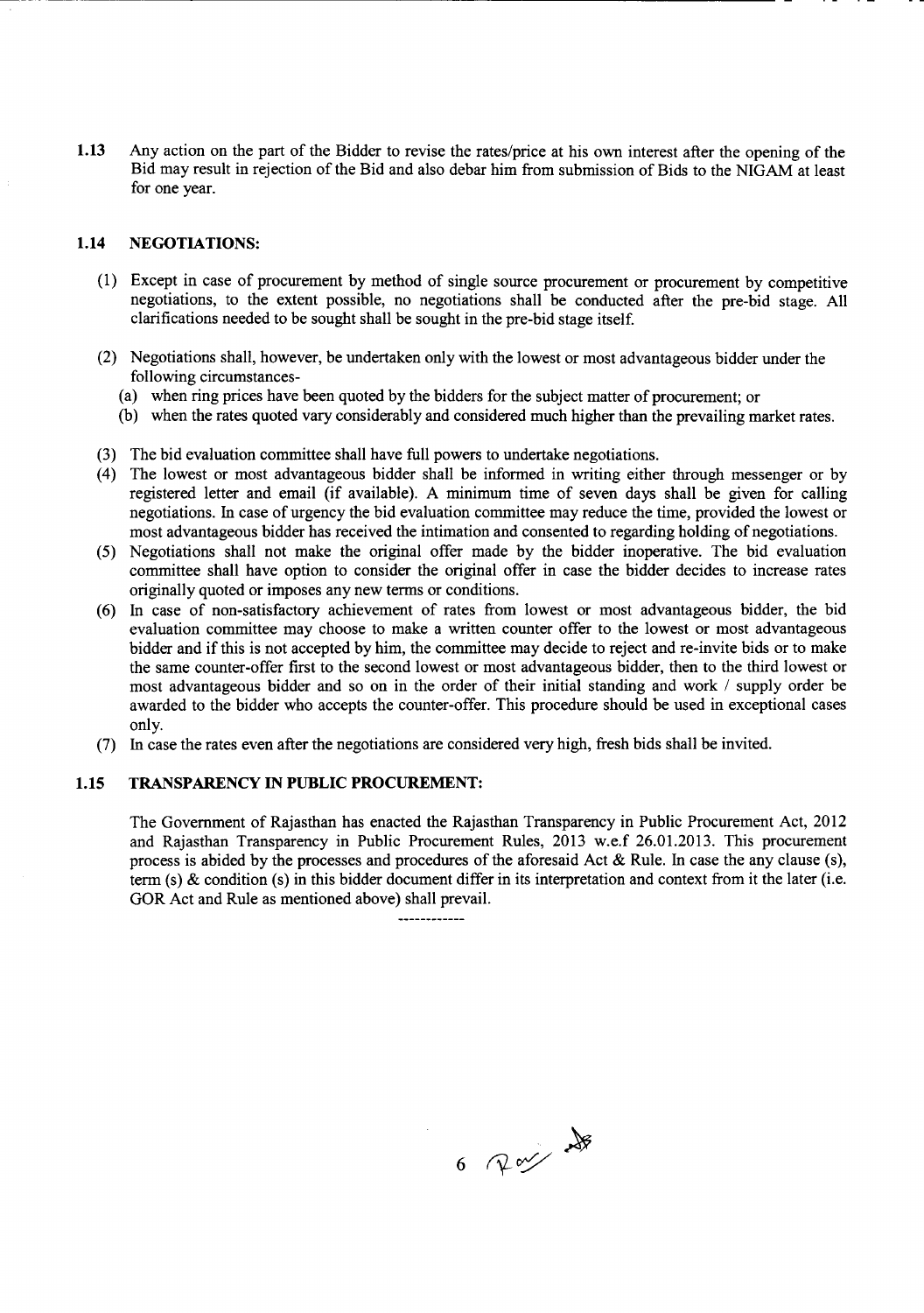**1.13** Any action on the part of the Bidder to revise the rates/price at his own interest after the opening of the Bid may result in rejection of the Bid and also debar him from submission of Bids to the NIGAM at least for one year.

## 1.14 NEGOTIATIONS:

(1) Except in case of procurement by method of single source procurement or procurement by competitive negotiations, to the extent possible, no negotiations shall be conducted after the pre-bid stage. All clarifications needed to be sought shall be sought in the pre-bid stage itself.

(2) Negotiations shall, however, be undertaken only with the lowest or most advantageous bidder under the following circumstances-
   (a) when ring prices have been quoted by the bidders for the subject matter of procurement; or
   (b) when the rates quoted vary considerably and considered much higher than the prevailing market rates.

(3) The bid evaluation committee shall have full powers to undertake negotiations.

(4) The lowest or most advantageous bidder shall be informed in writing either through messenger or by registered letter and email (if available). A minimum time of seven days shall be given for calling negotiations. In case of urgency the bid evaluation committee may reduce the time, provided the lowest or most advantageous bidder has received the intimation and consented to regarding holding of negotiations.

(5) Negotiations shall not make the original offer made by the bidder inoperative. The bid evaluation committee shall have option to consider the original offer in case the bidder decides to increase rates originally quoted or imposes any new terms or conditions.

(6) In case of non-satisfactory achievement of rates from lowest or most advantageous bidder, the bid evaluation committee may choose to make a written counter offer to the lowest or most advantageous bidder and if this is not accepted by him, the committee may decide to reject and re-invite bids or to make the same counter-offer first to the second lowest or most advantageous bidder, then to the third lowest or most advantageous bidder and so on in the order of their initial standing and work / supply order be awarded to the bidder who accepts the counter-offer. This procedure should be used in exceptional cases only.

(7) In case the rates even after the negotiations are considered very high, fresh bids shall be invited.

## 1.15 TRANSPARENCY IN PUBLIC PROCUREMENT:

The Government of Rajasthan has enacted the Rajasthan Transparency in Public Procurement Act, 2012 and Rajasthan Transparency in Public Procurement Rules, 2013 w.e.f 26.01.2013. This procurement process is abided by the processes and procedures of the aforesaid Act & Rule. In case the any clause (s), term (s) & condition (s) in this bidder document differ in its interpretation and context from it the later (i.e. GOR Act and Rule as mentioned above) shall prevail.

------------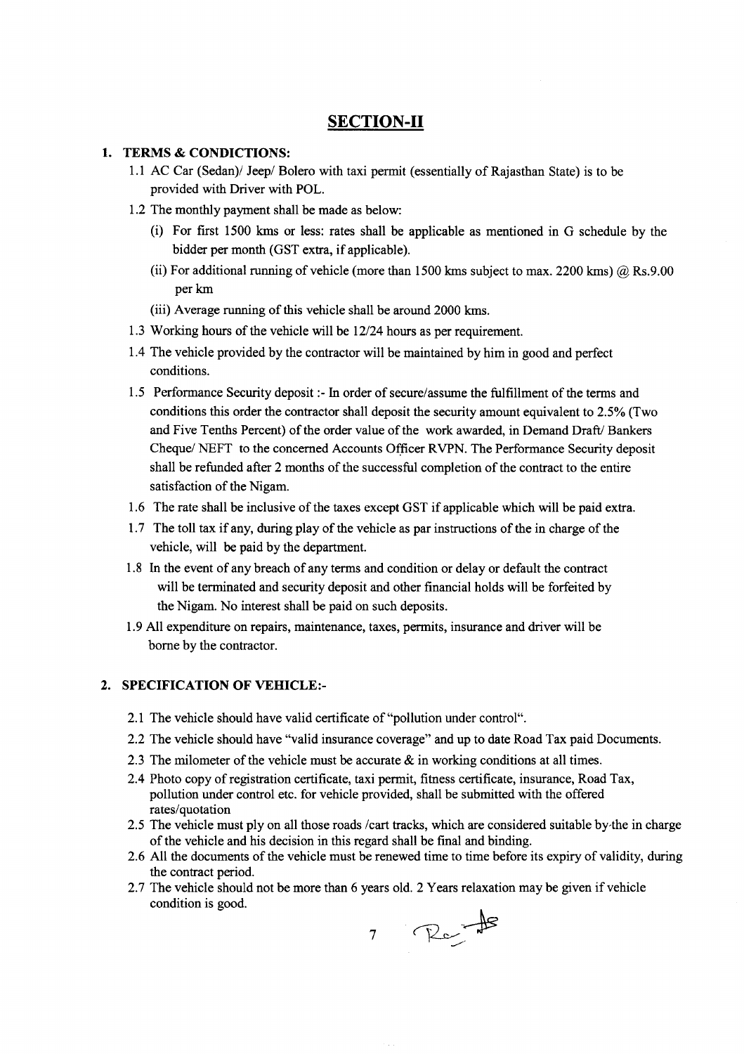## SECTION-II

### 1. TERMS & CONDICTIONS:

1.1 AC Car (Sedan)/ Jeep/ Bolero with taxi permit (essentially of Rajasthan State) is to be provided with Driver with POL.

1.2 The monthly payment shall be made as below:

(i) For first 1500 kms or less: rates shall be applicable as mentioned in G schedule by the bidder per month (GST extra, if applicable).

(ii) For additional running of vehicle (more than 1500 kms subject to max. 2200 kms) @ Rs.9.00 per km

(iii) Average running of this vehicle shall be around 2000 kms.

1.3 Working hours of the vehicle will be 12/24 hours as per requirement.

1.4 The vehicle provided by the contractor will be maintained by him in good and perfect conditions.

1.5 Performance Security deposit :- In order of secure/assume the fulfillment of the terms and conditions this order the contractor shall deposit the security amount equivalent to 2.5% (Two and Five Tenths Percent) of the order value of the work awarded, in Demand Draft/ Bankers Cheque/ NEFT to the concerned Accounts Officer RVPN. The Performance Security deposit shall be refunded after 2 months of the successful completion of the contract to the entire satisfaction of the Nigam.

1.6 The rate shall be inclusive of the taxes except GST if applicable which will be paid extra.

1.7 The toll tax if any, during play of the vehicle as par instructions of the in charge of the vehicle, will be paid by the department.

1.8 In the event of any breach of any terms and condition or delay or default the contract will be terminated and security deposit and other financial holds will be forfeited by the Nigam. No interest shall be paid on such deposits.

1.9 All expenditure on repairs, maintenance, taxes, permits, insurance and driver will be borne by the contractor.

### 2. SPECIFICATION OF VEHICLE:-

2.1 The vehicle should have valid certificate of "pollution under control".

2.2 The vehicle should have "valid insurance coverage" and up to date Road Tax paid Documents.

2.3 The milometer of the vehicle must be accurate & in working conditions at all times.

2.4 Photo copy of registration certificate, taxi permit, fitness certificate, insurance, Road Tax, pollution under control etc. for vehicle provided, shall be submitted with the offered rates/quotation

2.5 The vehicle must ply on all those roads /cart tracks, which are considered suitable by the in charge of the vehicle and his decision in this regard shall be final and binding.

2.6 All the documents of the vehicle must be renewed time to time before its expiry of validity, during the contract period.

2.7 The vehicle should not be more than 6 years old. 2 Years relaxation may be given if vehicle condition is good.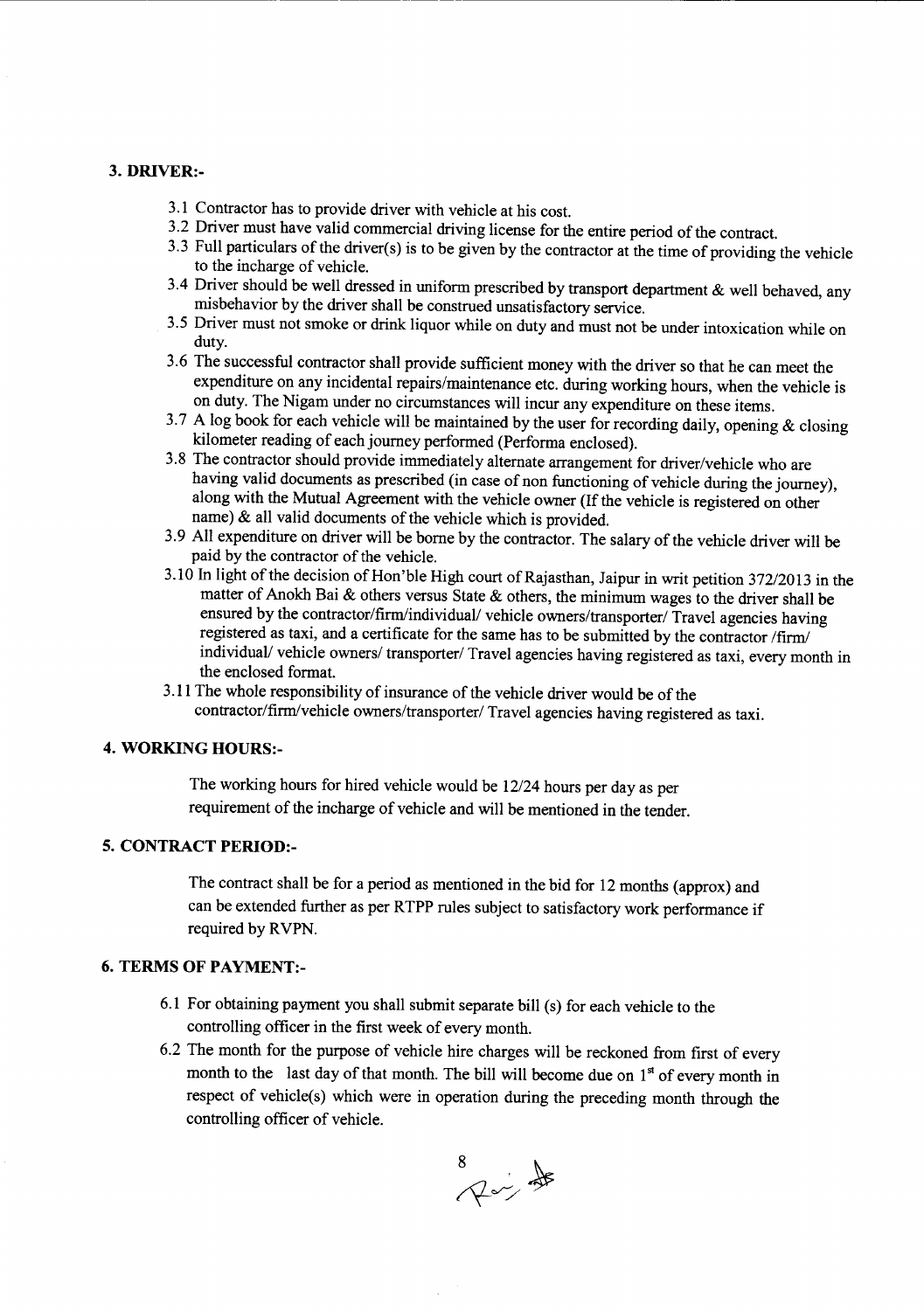### 3. DRIVER:-

3.1 Contractor has to provide driver with vehicle at his cost.

3.2 Driver must have valid commercial driving license for the entire period of the contract.

3.3 Full particulars of the driver(s) is to be given by the contractor at the time of providing the vehicle to the incharge of vehicle.

3.4 Driver should be well dressed in uniform prescribed by transport department & well behaved, any misbehavior by the driver shall be construed unsatisfactory service.

3.5 Driver must not smoke or drink liquor while on duty and must not be under intoxication while on duty.

3.6 The successful contractor shall provide sufficient money with the driver so that he can meet the expenditure on any incidental repairs/maintenance etc. during working hours, when the vehicle is on duty. The Nigam under no circumstances will incur any expenditure on these items.

3.7 A log book for each vehicle will be maintained by the user for recording daily, opening & closing kilometer reading of each journey performed (Performa enclosed).

3.8 The contractor should provide immediately alternate arrangement for driver/vehicle who are having valid documents as prescribed (in case of non functioning of vehicle during the journey), along with the Mutual Agreement with the vehicle owner (If the vehicle is registered on other name) & all valid documents of the vehicle which is provided.

3.9 All expenditure on driver will be borne by the contractor. The salary of the vehicle driver will be paid by the contractor of the vehicle.

3.10 In light of the decision of Hon'ble High court of Rajasthan, Jaipur in writ petition 372/2013 in the matter of Anokh Bai & others versus State & others, the minimum wages to the driver shall be ensured by the contractor/firm/individual/ vehicle owners/transporter/ Travel agencies having registered as taxi, and a certificate for the same has to be submitted by the contractor /firm/ individual/ vehicle owners/ transporter/ Travel agencies having registered as taxi, every month in the enclosed format.

3.11 The whole responsibility of insurance of the vehicle driver would be of the contractor/firm/vehicle owners/transporter/ Travel agencies having registered as taxi.

### 4. WORKING HOURS:-

The working hours for hired vehicle would be 12/24 hours per day as per requirement of the incharge of vehicle and will be mentioned in the tender.

### 5. CONTRACT PERIOD:-

The contract shall be for a period as mentioned in the bid for 12 months (approx) and can be extended further as per RTPP rules subject to satisfactory work performance if required by RVPN.

### 6. TERMS OF PAYMENT:-

6.1 For obtaining payment you shall submit separate bill (s) for each vehicle to the controlling officer in the first week of every month.

6.2 The month for the purpose of vehicle hire charges will be reckoned from first of every month to the last day of that month. The bill will become due on 1st of every month in respect of vehicle(s) which were in operation during the preceding month through the controlling officer of vehicle.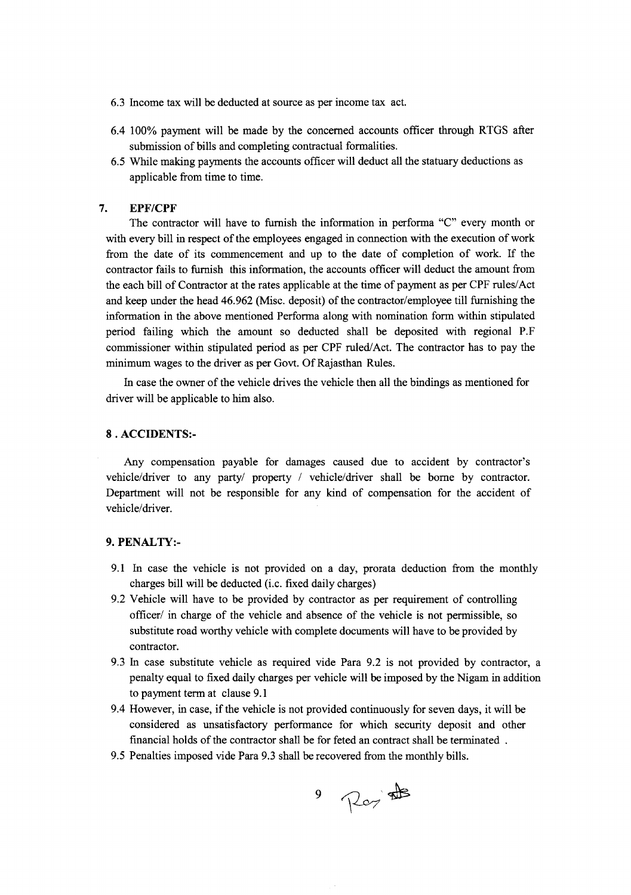6.3 Income tax will be deducted at source as per income tax act.

6.4 100% payment will be made by the concerned accounts officer through RTGS after submission of bills and completing contractual formalities.

6.5 While making payments the accounts officer will deduct all the statuary deductions as applicable from time to time.

## 7. EPF/CPF

The contractor will have to furnish the information in performa "C" every month or with every bill in respect of the employees engaged in connection with the execution of work from the date of its commencement and up to the date of completion of work. If the contractor fails to furnish this information, the accounts officer will deduct the amount from the each bill of Contractor at the rates applicable at the time of payment as per CPF rules/Act and keep under the head 46.962 (Misc. deposit) of the contractor/employee till furnishing the information in the above mentioned Performa along with nomination form within stipulated period failing which the amount so deducted shall be deposited with regional P.F commissioner within stipulated period as per CPF ruled/Act. The contractor has to pay the minimum wages to the driver as per Govt. Of Rajasthan Rules.

In case the owner of the vehicle drives the vehicle then all the bindings as mentioned for driver will be applicable to him also.

## 8 . ACCIDENTS:-

Any compensation payable for damages caused due to accident by contractor's vehicle/driver to any party/ property / vehicle/driver shall be borne by contractor. Department will not be responsible for any kind of compensation for the accident of vehicle/driver.

## 9. PENALTY:-

9.1 In case the vehicle is not provided on a day, prorata deduction from the monthly charges bill will be deducted (i.c. fixed daily charges)

9.2 Vehicle will have to be provided by contractor as per requirement of controlling officer/ in charge of the vehicle and absence of the vehicle is not permissible, so substitute road worthy vehicle with complete documents will have to be provided by contractor.

9.3 In case substitute vehicle as required vide Para 9.2 is not provided by contractor, a penalty equal to fixed daily charges per vehicle will be imposed by the Nigam in addition to payment term at clause 9.1

9.4 However, in case, if the vehicle is not provided continuously for seven days, it will be considered as unsatisfactory performance for which security deposit and other financial holds of the contractor shall be for feted an contract shall be terminated .

9.5 Penalties imposed vide Para 9.3 shall be recovered from the monthly bills.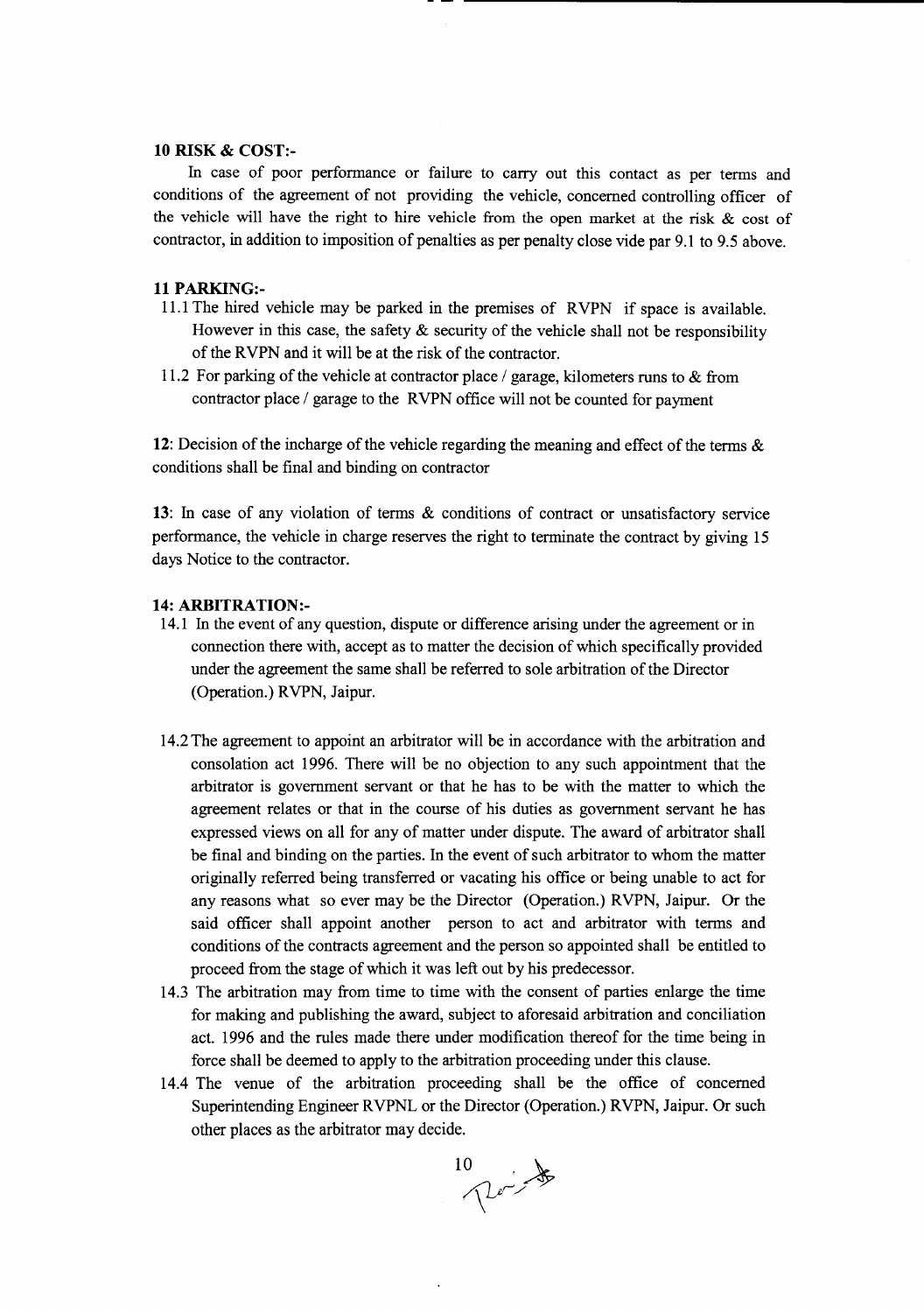**10 RISK & COST:-**

In case of poor performance or failure to carry out this contact as per terms and conditions of the agreement of not providing the vehicle, concerned controlling officer of the vehicle will have the right to hire vehicle from the open market at the risk & cost of contractor, in addition to imposition of penalties as per penalty close vide par 9.1 to 9.5 above.

**11 PARKING:-**

11.1 The hired vehicle may be parked in the premises of RVPN if space is available. However in this case, the safety & security of the vehicle shall not be responsibility of the RVPN and it will be at the risk of the contractor.

11.2 For parking of the vehicle at contractor place / garage, kilometers runs to & from contractor place / garage to the RVPN office will not be counted for payment

**12**: Decision of the incharge of the vehicle regarding the meaning and effect of the terms & conditions shall be final and binding on contractor

**13**: In case of any violation of terms & conditions of contract or unsatisfactory service performance, the vehicle in charge reserves the right to terminate the contract by giving 15 days Notice to the contractor.

**14: ARBITRATION:-**

14.1 In the event of any question, dispute or difference arising under the agreement or in connection there with, accept as to matter the decision of which specifically provided under the agreement the same shall be referred to sole arbitration of the Director (Operation.) RVPN, Jaipur.

14.2 The agreement to appoint an arbitrator will be in accordance with the arbitration and consolation act 1996. There will be no objection to any such appointment that the arbitrator is government servant or that he has to be with the matter to which the agreement relates or that in the course of his duties as government servant he has expressed views on all for any of matter under dispute. The award of arbitrator shall be final and binding on the parties. In the event of such arbitrator to whom the matter originally referred being transferred or vacating his office or being unable to act for any reasons what so ever may be the Director (Operation.) RVPN, Jaipur. Or the said officer shall appoint another person to act and arbitrator with terms and conditions of the contracts agreement and the person so appointed shall be entitled to proceed from the stage of which it was left out by his predecessor.

14.3 The arbitration may from time to time with the consent of parties enlarge the time for making and publishing the award, subject to aforesaid arbitration and conciliation act. 1996 and the rules made there under modification thereof for the time being in force shall be deemed to apply to the arbitration proceeding under this clause.

14.4 The venue of the arbitration proceeding shall be the office of concerned Superintending Engineer RVPNL or the Director (Operation.) RVPN, Jaipur. Or such other places as the arbitrator may decide.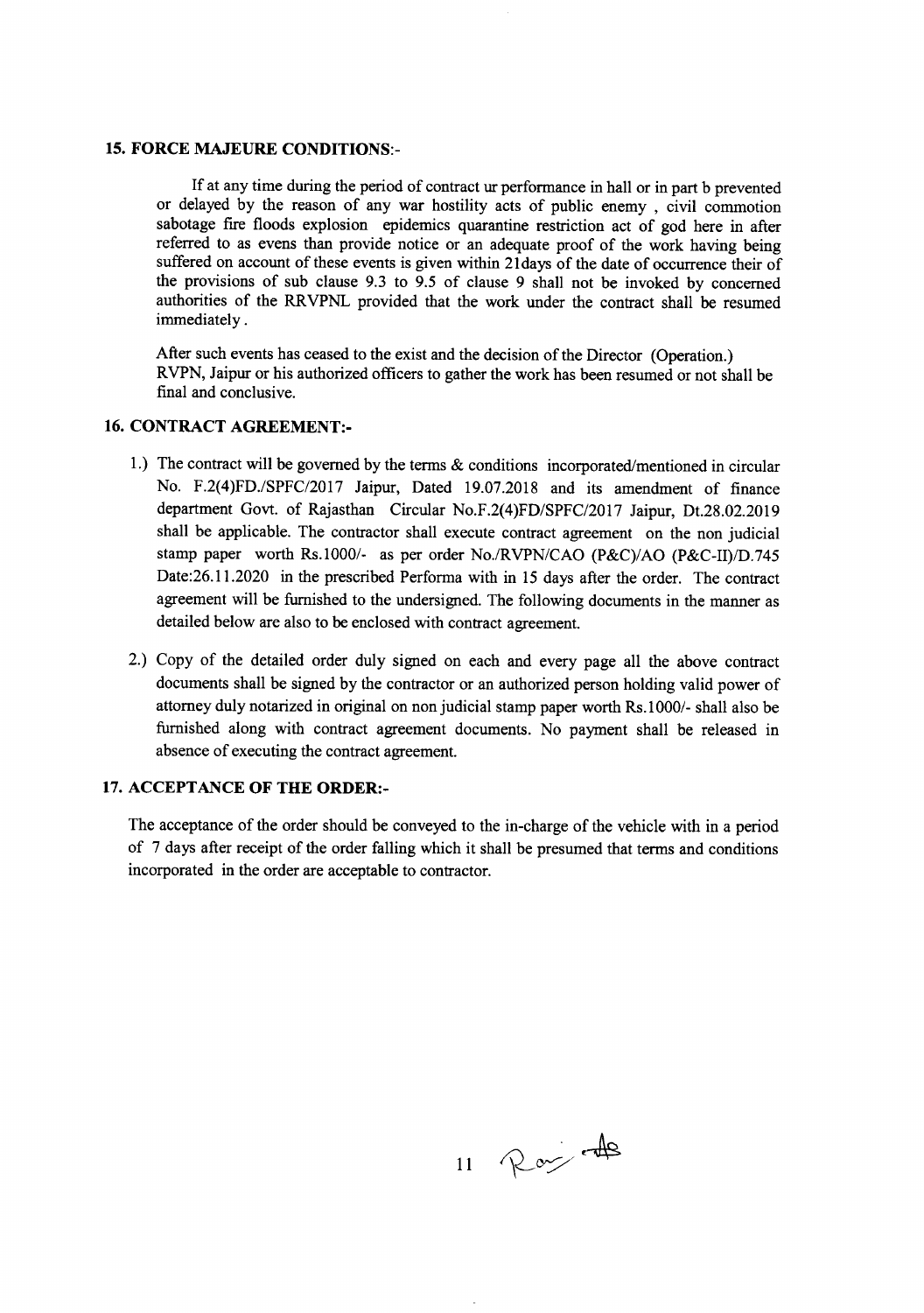### 15. FORCE MAJEURE CONDITIONS:-

If at any time during the period of contract ur performance in hall or in part b prevented or delayed by the reason of any war hostility acts of public enemy , civil commotion sabotage fire floods explosion epidemics quarantine restriction act of god here in after referred to as evens than provide notice or an adequate proof of the work having being suffered on account of these events is given within 21days of the date of occurrence their of the provisions of sub clause 9.3 to 9.5 of clause 9 shall not be invoked by concerned authorities of the RRVPNL provided that the work under the contract shall be resumed immediately .

After such events has ceased to the exist and the decision of the Director (Operation.) RVPN, Jaipur or his authorized officers to gather the work has been resumed or not shall be final and conclusive.

### 16. CONTRACT AGREEMENT:-

1.) The contract will be governed by the terms & conditions incorporated/mentioned in circular No. F.2(4)FD./SPFC/2017 Jaipur, Dated 19.07.2018 and its amendment of finance department Govt. of Rajasthan Circular No.F.2(4)FD/SPFC/2017 Jaipur, Dt.28.02.2019 shall be applicable. The contractor shall execute contract agreement on the non judicial stamp paper worth Rs.1000/- as per order No./RVPN/CAO (P&C)/AO (P&C-II)/D.745 Date:26.11.2020 in the prescribed Performa with in 15 days after the order. The contract agreement will be furnished to the undersigned. The following documents in the manner as detailed below are also to be enclosed with contract agreement.

2.) Copy of the detailed order duly signed on each and every page all the above contract documents shall be signed by the contractor or an authorized person holding valid power of attorney duly notarized in original on non judicial stamp paper worth Rs.1000/- shall also be furnished along with contract agreement documents. No payment shall be released in absence of executing the contract agreement.

### 17. ACCEPTANCE OF THE ORDER:-

The acceptance of the order should be conveyed to the in-charge of the vehicle with in a period of 7 days after receipt of the order falling which it shall be presumed that terms and conditions incorporated in the order are acceptable to contractor.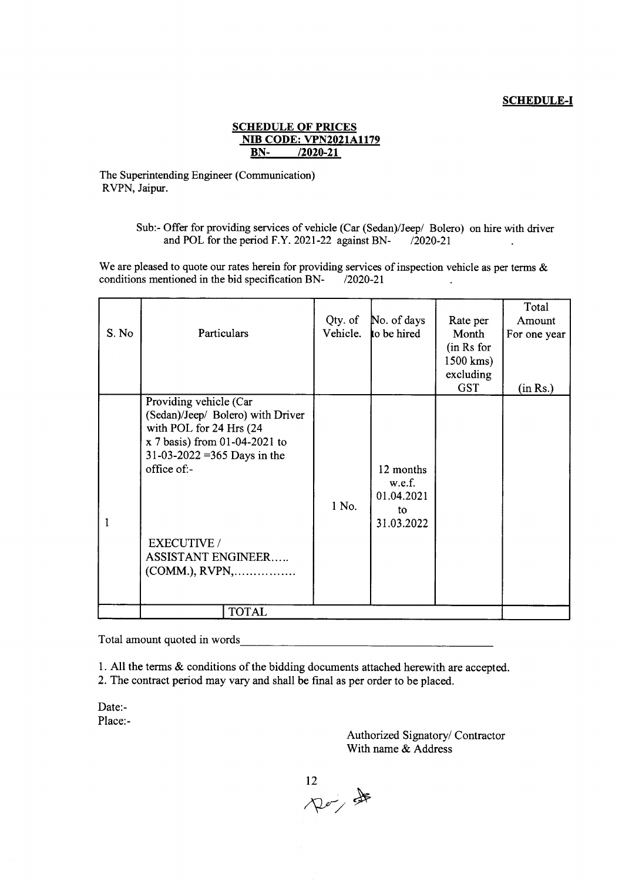**SCHEDULE-I**

**SCHEDULE OF PRICES**
**NIB CODE: VPN2021A1179**
**BN- /2020-21**

The Superintending Engineer (Communication)
RVPN, Jaipur.

Sub:- Offer for providing services of vehicle (Car (Sedan)/Jeep/ Bolero) on hire with driver and POL for the period F.Y. 2021-22 against BN- /2020-21 .

We are pleased to quote our rates herein for providing services of inspection vehicle as per terms & conditions mentioned in the bid specification BN- /2020-21 .

| S. No | Particulars | Qty. of Vehicle. | No. of days to be hired | Rate per Month (in Rs for 1500 kms) excluding GST | Total Amount For one year (in Rs.) |
|---|---|---|---|---|---|
| 1 | Providing vehicle (Car (Sedan)/Jeep/ Bolero) with Driver with POL for 24 Hrs (24 x 7 basis) from 01-04-2021 to 31-03-2022 =365 Days in the office of:- EXECUTIVE / ASSISTANT ENGINEER….. (COMM.), RVPN,……………. | 1 No. | 12 months w.e.f. 01.04.2021 to 31.03.2022 | | |
| | TOTAL | | | | |

Total amount quoted in words________________________________________

1. All the terms & conditions of the bidding documents attached herewith are accepted.
2. The contract period may vary and shall be final as per order to be placed.

Date:-
Place:-

Authorized Signatory/ Contractor
With name & Address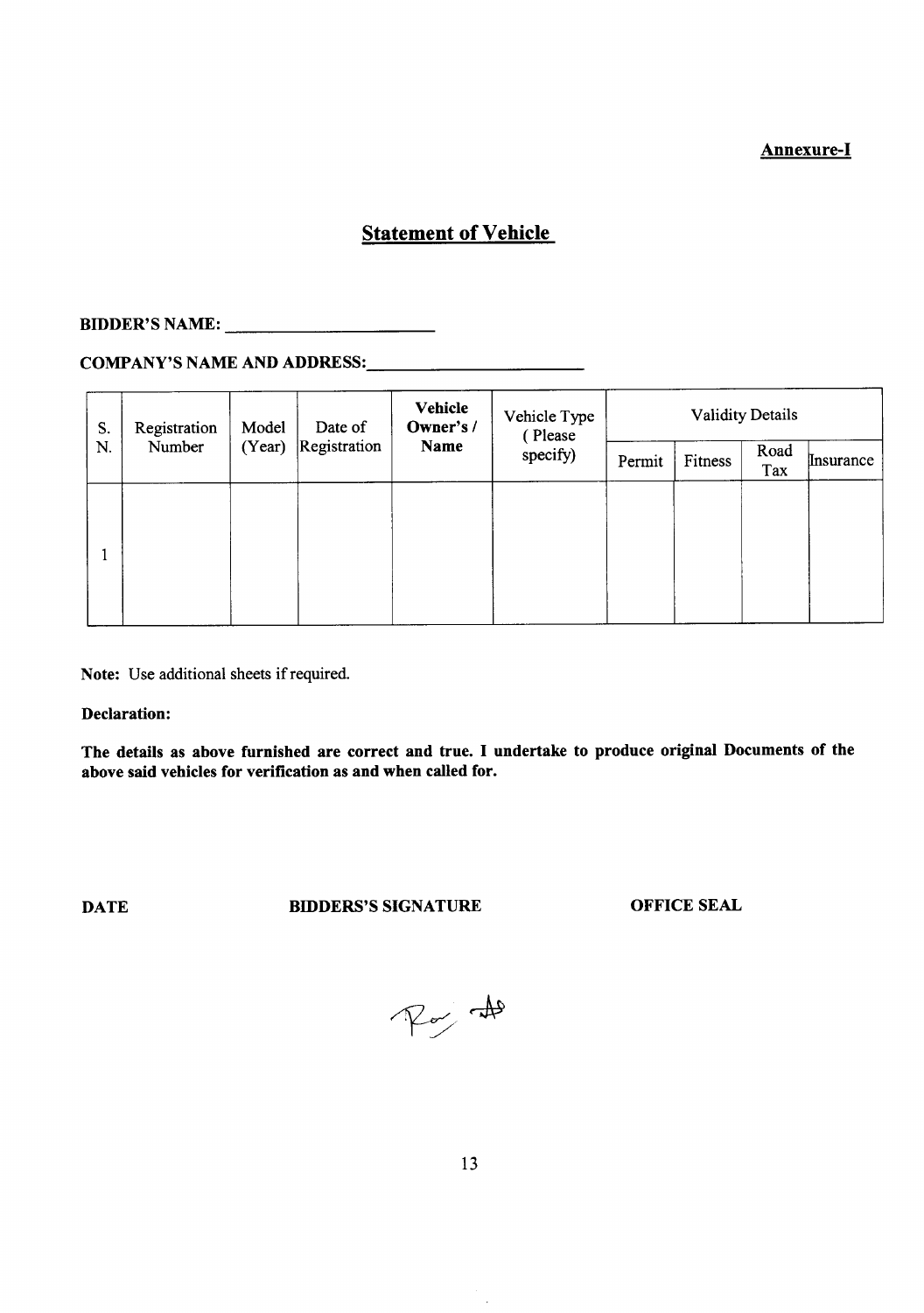**Annexure-I**

# Statement of Vehicle

**BIDDER'S NAME:** ________________________

**COMPANY'S NAME AND ADDRESS:** ________________________

| S. N. | Registration Number | Model (Year) | Date of Registration | **Vehicle Owner's / Name** | Vehicle Type ( Please specify) | Validity Details | | | |
|---|---|---|---|---|---|---|---|---|---|
| | | | | | | Permit | Fitness | Road Tax | Insurance |
| 1 | | | | | | | | | |

**Note:** Use additional sheets if required.

**Declaration:**

**The details as above furnished are correct and true. I undertake to produce original Documents of the above said vehicles for verification as and when called for.**

**DATE** **BIDDERS'S SIGNATURE** **OFFICE SEAL**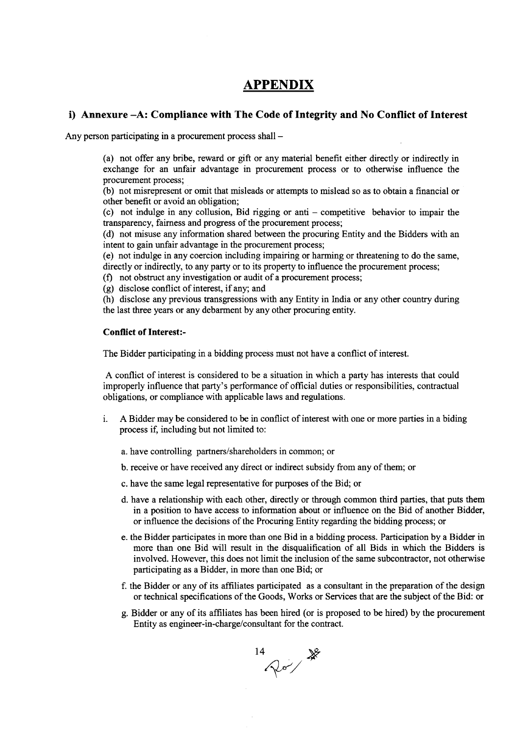# APPENDIX

## i) Annexure –A: Compliance with The Code of Integrity and No Conflict of Interest

Any person participating in a procurement process shall –

(a) not offer any bribe, reward or gift or any material benefit either directly or indirectly in exchange for an unfair advantage in procurement process or to otherwise influence the procurement process;

(b) not misrepresent or omit that misleads or attempts to mislead so as to obtain a financial or other benefit or avoid an obligation;

(c) not indulge in any collusion, Bid rigging or anti – competitive behavior to impair the transparency, fairness and progress of the procurement process;

(d) not misuse any information shared between the procuring Entity and the Bidders with an intent to gain unfair advantage in the procurement process;

(e) not indulge in any coercion including impairing or harming or threatening to do the same, directly or indirectly, to any party or to its property to influence the procurement process;

(f) not obstruct any investigation or audit of a procurement process;

(g) disclose conflict of interest, if any; and

(h) disclose any previous transgressions with any Entity in India or any other country during the last three years or any debarment by any other procuring entity.

**Conflict of Interest:-**

The Bidder participating in a bidding process must not have a conflict of interest.

A conflict of interest is considered to be a situation in which a party has interests that could improperly influence that party's performance of official duties or responsibilities, contractual obligations, or compliance with applicable laws and regulations.

i. A Bidder may be considered to be in conflict of interest with one or more parties in a biding process if, including but not limited to:

   a. have controlling partners/shareholders in common; or

   b. receive or have received any direct or indirect subsidy from any of them; or

   c. have the same legal representative for purposes of the Bid; or

   d. have a relationship with each other, directly or through common third parties, that puts them in a position to have access to information about or influence on the Bid of another Bidder, or influence the decisions of the Procuring Entity regarding the bidding process; or

   e. the Bidder participates in more than one Bid in a bidding process. Participation by a Bidder in more than one Bid will result in the disqualification of all Bids in which the Bidders is involved. However, this does not limit the inclusion of the same subcontractor, not otherwise participating as a Bidder, in more than one Bid; or

   f. the Bidder or any of its affiliates participated as a consultant in the preparation of the design or technical specifications of the Goods, Works or Services that are the subject of the Bid: or

   g. Bidder or any of its affiliates has been hired (or is proposed to be hired) by the procurement Entity as engineer-in-charge/consultant for the contract.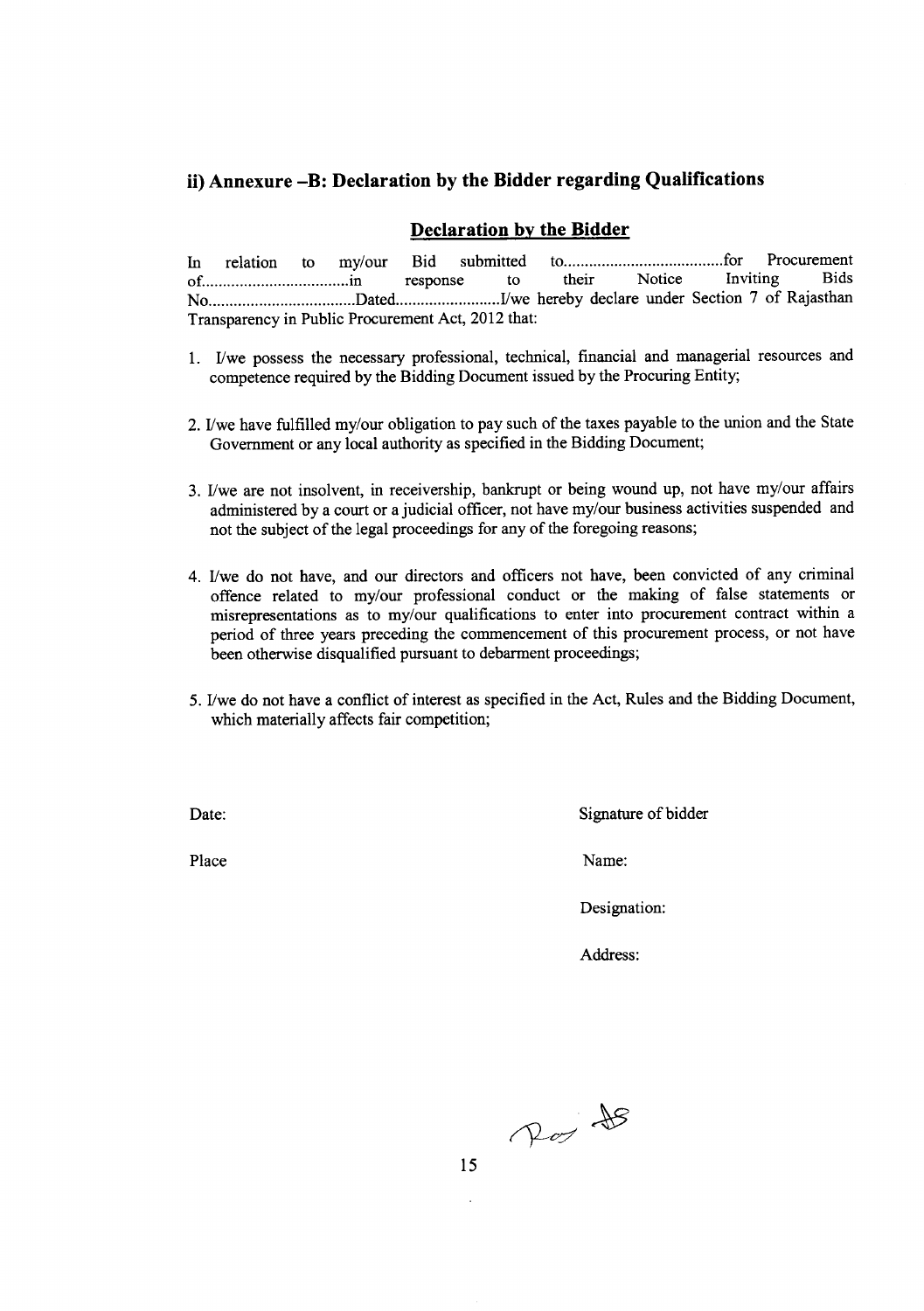## ii) Annexure –B: Declaration by the Bidder regarding Qualifications

### Declaration by the Bidder

In relation to my/our Bid submitted to......................................for Procurement of...................................in response to their Notice Inviting Bids No...................................Dated.........................I/we hereby declare under Section 7 of Rajasthan Transparency in Public Procurement Act, 2012 that:

1. I/we possess the necessary professional, technical, financial and managerial resources and competence required by the Bidding Document issued by the Procuring Entity;

2. I/we have fulfilled my/our obligation to pay such of the taxes payable to the union and the State Government or any local authority as specified in the Bidding Document;

3. I/we are not insolvent, in receivership, bankrupt or being wound up, not have my/our affairs administered by a court or a judicial officer, not have my/our business activities suspended and not the subject of the legal proceedings for any of the foregoing reasons;

4. I/we do not have, and our directors and officers not have, been convicted of any criminal offence related to my/our professional conduct or the making of false statements or misrepresentations as to my/our qualifications to enter into procurement contract within a period of three years preceding the commencement of this procurement process, or not have been otherwise disqualified pursuant to debarment proceedings;

5. I/we do not have a conflict of interest as specified in the Act, Rules and the Bidding Document, which materially affects fair competition;

Date: Signature of bidder

Place Name:

Designation:

Address: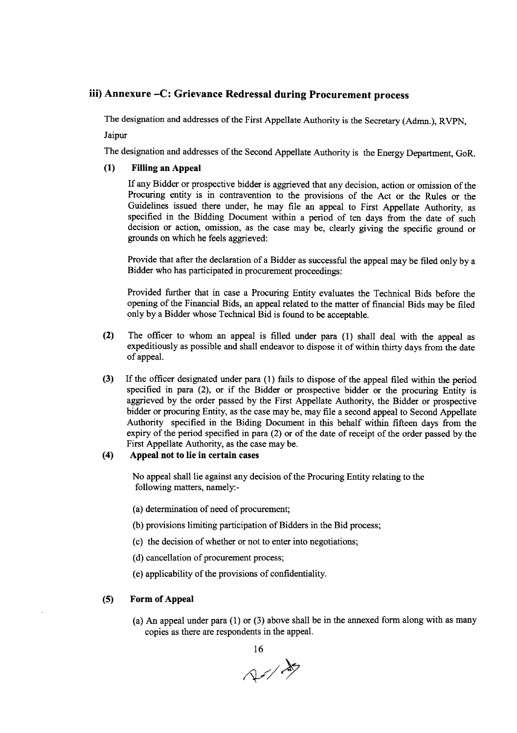## iii) Annexure –C: Grievance Redressal during Procurement process

The designation and addresses of the First Appellate Authority is the Secretary (Admn.), RVPN, Jaipur

The designation and addresses of the Second Appellate Authority is the Energy Department, GoR.

**(1) Filling an Appeal**

If any Bidder or prospective bidder is aggrieved that any decision, action or omission of the Procuring entity is in contravention to the provisions of the Act or the Rules or the Guidelines issued there under, he may file an appeal to First Appellate Authority, as specified in the Bidding Document within a period of ten days from the date of such decision or action, omission, as the case may be, clearly giving the specific ground or grounds on which he feels aggrieved:

Provide that after the declaration of a Bidder as successful the appeal may be filed only by a Bidder who has participated in procurement proceedings:

Provided further that in case a Procuring Entity evaluates the Technical Bids before the opening of the Financial Bids, an appeal related to the matter of financial Bids may be filed only by a Bidder whose Technical Bid is found to be acceptable.

**(2)** The officer to whom an appeal is filled under para (1) shall deal with the appeal as expeditiously as possible and shall endeavor to dispose it of within thirty days from the date of appeal.

**(3)** If the officer designated under para (1) fails to dispose of the appeal filed within the period specified in para (2), or if the Bidder or prospective bidder or the procuring Entity is aggrieved by the order passed by the First Appellate Authority, the Bidder or prospective bidder or procuring Entity, as the case may be, may file a second appeal to Second Appellate Authority specified in the Biding Document in this behalf within fifteen days from the expiry of the period specified in para (2) or of the date of receipt of the order passed by the First Appellate Authority, as the case may be.

**(4) Appeal not to lie in certain cases**

No appeal shall lie against any decision of the Procuring Entity relating to the following matters, namely:-

(a) determination of need of procurement;

(b) provisions limiting participation of Bidders in the Bid process;

(c) the decision of whether or not to enter into negotiations;

(d) cancellation of procurement process;

(e) applicability of the provisions of confidentiality.

**(5) Form of Appeal**

(a) An appeal under para (1) or (3) above shall be in the annexed form along with as many copies as there are respondents in the appeal.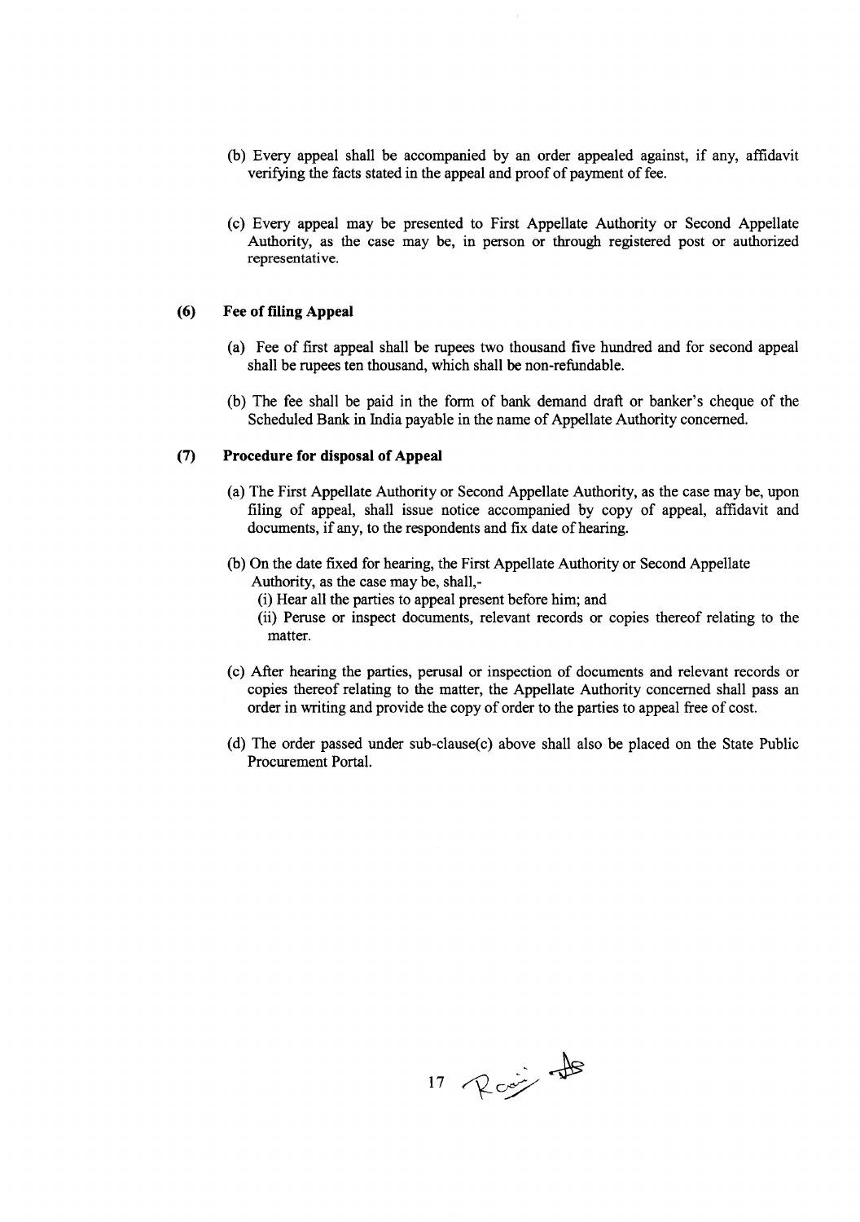(b) Every appeal shall be accompanied by an order appealed against, if any, affidavit verifying the facts stated in the appeal and proof of payment of fee.

(c) Every appeal may be presented to First Appellate Authority or Second Appellate Authority, as the case may be, in person or through registered post or authorized representative.

**(6) Fee of filing Appeal**

(a) Fee of first appeal shall be rupees two thousand five hundred and for second appeal shall be rupees ten thousand, which shall be non-refundable.

(b) The fee shall be paid in the form of bank demand draft or banker's cheque of the Scheduled Bank in India payable in the name of Appellate Authority concerned.

**(7) Procedure for disposal of Appeal**

(a) The First Appellate Authority or Second Appellate Authority, as the case may be, upon filing of appeal, shall issue notice accompanied by copy of appeal, affidavit and documents, if any, to the respondents and fix date of hearing.

(b) On the date fixed for hearing, the First Appellate Authority or Second Appellate Authority, as the case may be, shall,-

(i) Hear all the parties to appeal present before him; and

(ii) Peruse or inspect documents, relevant records or copies thereof relating to the matter.

(c) After hearing the parties, perusal or inspection of documents and relevant records or copies thereof relating to the matter, the Appellate Authority concerned shall pass an order in writing and provide the copy of order to the parties to appeal free of cost.

(d) The order passed under sub-clause(c) above shall also be placed on the State Public Procurement Portal.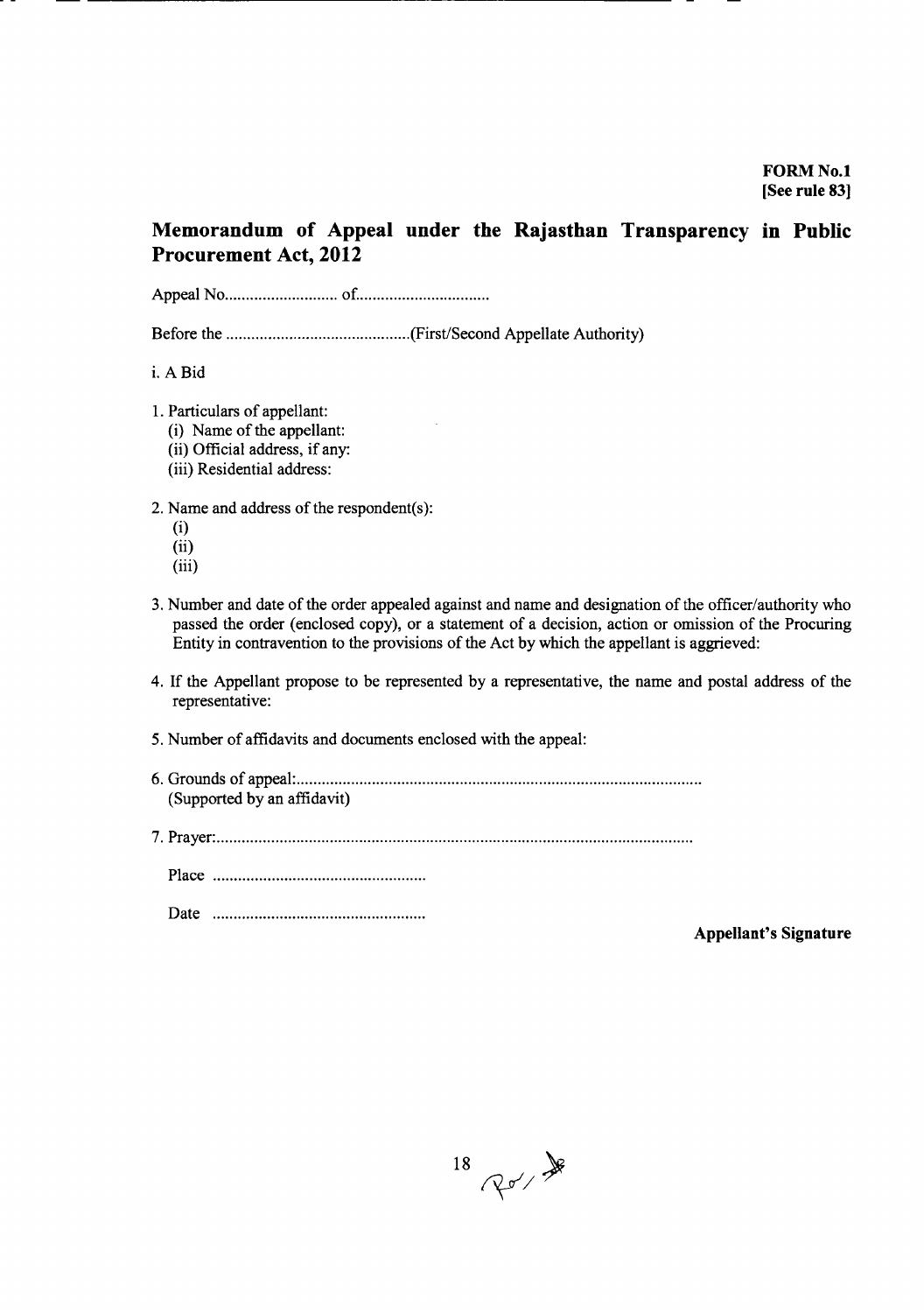**FORM No.1**
**[See rule 83]**

## Memorandum of Appeal under the Rajasthan Transparency in Public Procurement Act, 2012

Appeal No........................... of...............................

Before the ............................................(First/Second Appellate Authority)

i. A Bid

1. Particulars of appellant:
   (i) Name of the appellant:
   (ii) Official address, if any:
   (iii) Residential address:

2. Name and address of the respondent(s):
   (i)
   (ii)
   (iii)

3. Number and date of the order appealed against and name and designation of the officer/authority who passed the order (enclosed copy), or a statement of a decision, action or omission of the Procuring Entity in contravention to the provisions of the Act by which the appellant is aggrieved:

4. If the Appellant propose to be represented by a representative, the name and postal address of the representative:

5. Number of affidavits and documents enclosed with the appeal:

6. Grounds of appeal:...............................................................................................
   (Supported by an affidavit)

7. Prayer:...............................................................................................................

   Place ...................................................

   Date ...................................................

**Appellant's Signature**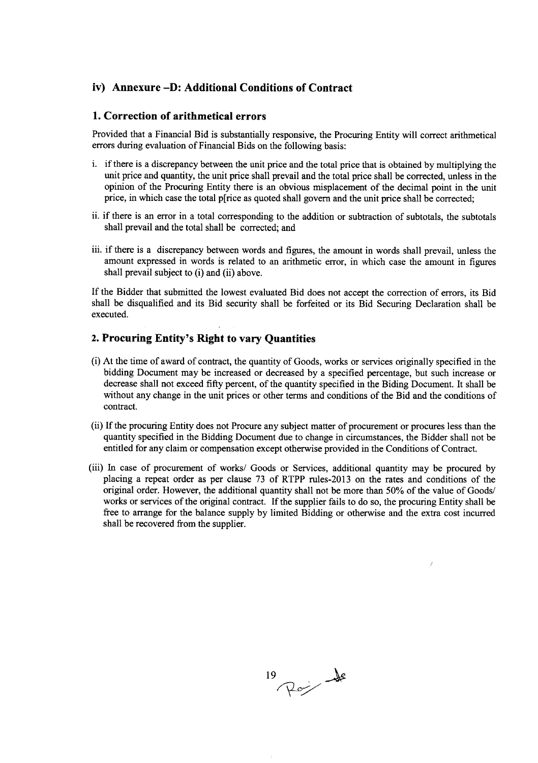## iv) Annexure –D: Additional Conditions of Contract

### 1. Correction of arithmetical errors

Provided that a Financial Bid is substantially responsive, the Procuring Entity will correct arithmetical errors during evaluation of Financial Bids on the following basis:

i. if there is a discrepancy between the unit price and the total price that is obtained by multiplying the unit price and quantity, the unit price shall prevail and the total price shall be corrected, unless in the opinion of the Procuring Entity there is an obvious misplacement of the decimal point in the unit price, in which case the total p[rice as quoted shall govern and the unit price shall be corrected;

ii. if there is an error in a total corresponding to the addition or subtraction of subtotals, the subtotals shall prevail and the total shall be corrected; and

iii. if there is a discrepancy between words and figures, the amount in words shall prevail, unless the amount expressed in words is related to an arithmetic error, in which case the amount in figures shall prevail subject to (i) and (ii) above.

If the Bidder that submitted the lowest evaluated Bid does not accept the correction of errors, its Bid shall be disqualified and its Bid security shall be forfeited or its Bid Securing Declaration shall be executed.

### 2. Procuring Entity's Right to vary Quantities

(i) At the time of award of contract, the quantity of Goods, works or services originally specified in the bidding Document may be increased or decreased by a specified percentage, but such increase or decrease shall not exceed fifty percent, of the quantity specified in the Biding Document. It shall be without any change in the unit prices or other terms and conditions of the Bid and the conditions of contract.

(ii) If the procuring Entity does not Procure any subject matter of procurement or procures less than the quantity specified in the Bidding Document due to change in circumstances, the Bidder shall not be entitled for any claim or compensation except otherwise provided in the Conditions of Contract.

(iii) In case of procurement of works/ Goods or Services, additional quantity may be procured by placing a repeat order as per clause 73 of RTPP rules-2013 on the rates and conditions of the original order. However, the additional quantity shall not be more than 50% of the value of Goods/ works or services of the original contract. If the supplier fails to do so, the procuring Entity shall be free to arrange for the balance supply by limited Bidding or otherwise and the extra cost incurred shall be recovered from the supplier.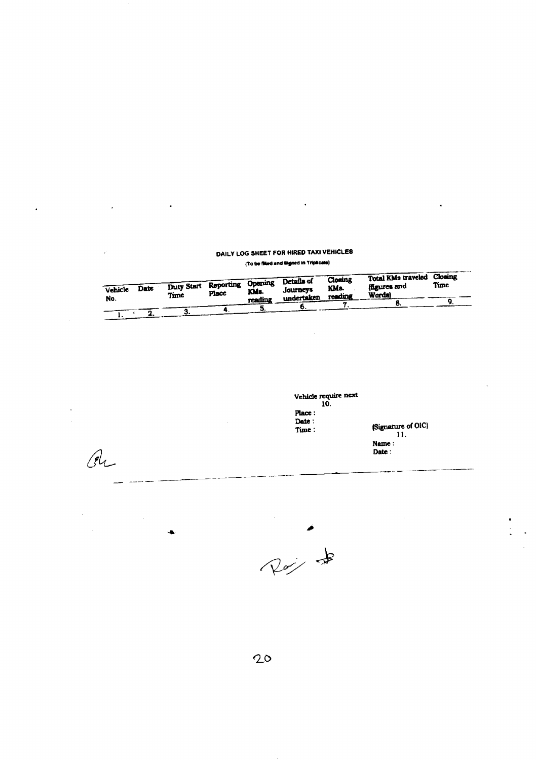# DAILY LOG SHEET FOR HIRED TAXI VEHICLES

(To be filled and Signed in Triplicate)

| Vehicle No. | Date | Duty Start Time | Reporting Place | Opening KMs. reading | Details of Journeys undertaken | Closing KMs. reading | Total KMs traveled (figures and Words) | Closing Time |
|---|---|---|---|---|---|---|---|---|
| 1. | 2. | 3. | 4. | 5. | 6. | 7. | 8. | 9. |

Vehicle require next
10.

Place :
Date :
Time :

(Signature of OIC)
11.

Name :
Date :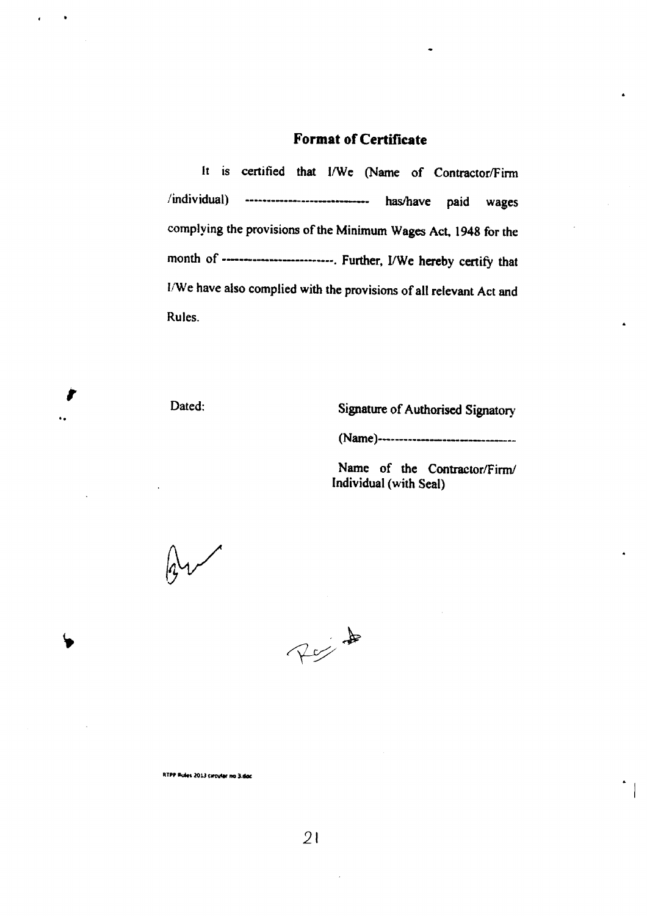## Format of Certificate

It is certified that I/We (Name of Contractor/Firm /individual) ---------------------------- has/have paid wages complying the provisions of the Minimum Wages Act, 1948 for the month of ------------------------. Further, I/We hereby certify that I/We have also complied with the provisions of all relevant Act and Rules.

Dated:

Signature of Authorised Signatory

(Name)--------------------------------

Name of the Contractor/Firm/ Individual (with Seal)

RTPP Rules 2013 circular no 3.doc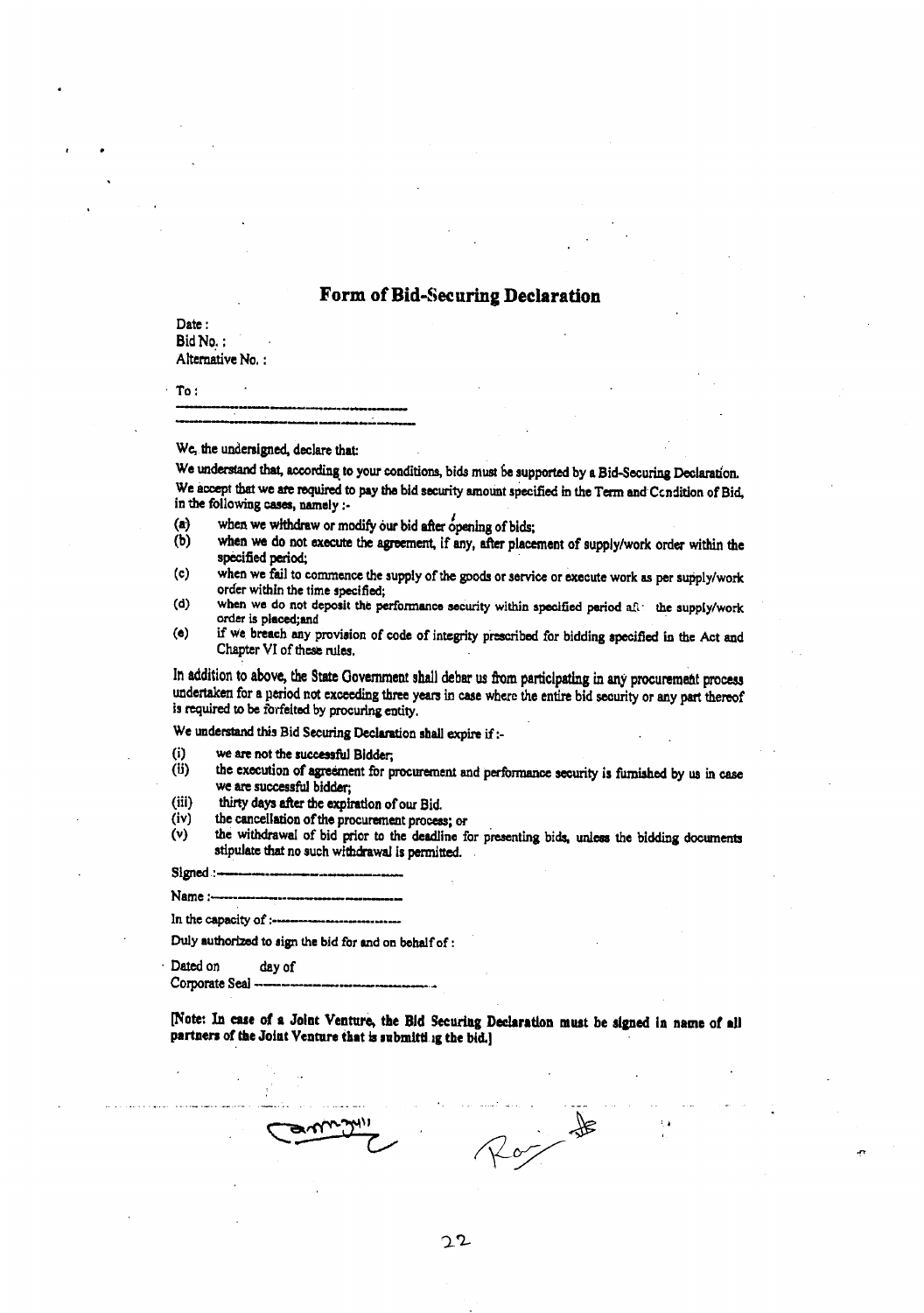# Form of Bid-Securing Declaration

Date :
Bid No. :
Alternative No. :

To :

---

---

We, the undersigned, declare that:

We understand that, according to your conditions, bids must be supported by a Bid-Securing Declaration.

We accept that we are required to pay the bid security amount specified in the Term and Condition of Bid, in the following cases, namely :-

(a) when we withdraw or modify our bid after opening of bids;

(b) when we do not execute the agreement, if any, after placement of supply/work order within the specified period;

(c) when we fail to commence the supply of the goods or service or execute work as per supply/work order within the time specified;

(d) when we do not deposit the performance security within specified period aft the supply/work order is placed;and

(e) if we breach any provision of code of integrity prescribed for bidding specified in the Act and Chapter VI of these rules.

In addition to above, the State Government shall debar us from participating in any procurement process undertaken for a period not exceeding three years in case where the entire bid security or any part thereof is required to be forfeited by procuring entity.

We understand this Bid Securing Declaration shall expire if :-

(i) we are not the successful Bidder;

(ii) the execution of agreement for procurement and performance security is furnished by us in case we are successful bidder;

(iii) thirty days after the expiration of our Bid.

(iv) the cancellation of the procurement process; or

(v) the withdrawal of bid prior to the deadline for presenting bids, unless the bidding documents stipulate that no such withdrawal is permitted.

Signed :-------------------------------

Name :-------------------------------

In the capacity of :-----------------------

Duly authorized to sign the bid for and on behalf of :

Dated on day of

Corporate Seal -------------------------------

**[Note: In case of a Joint Venture, the Bid Securing Declaration must be signed in name of all partners of the Joint Venture that is submitting the bid.]**